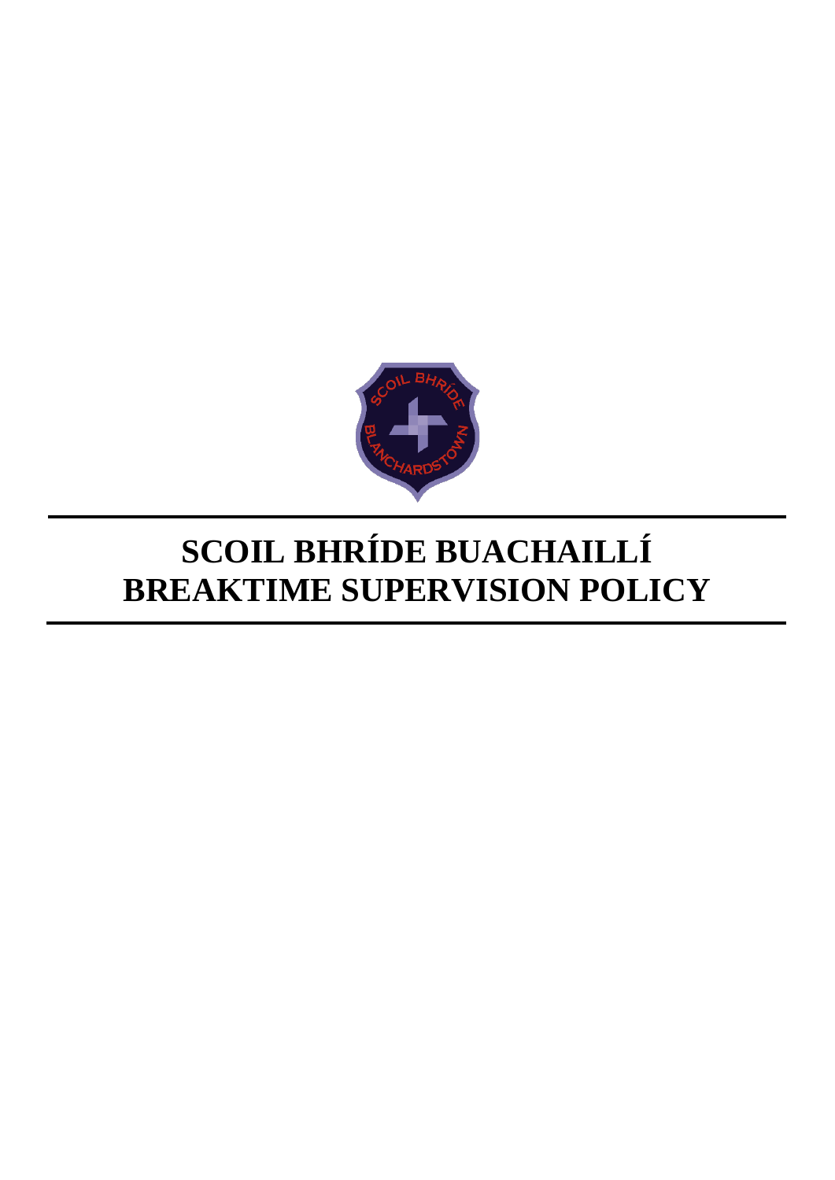# SCOIL BHRÍDE BUACHAILLÍ
# BREAKTIME SUPERVISION POLICY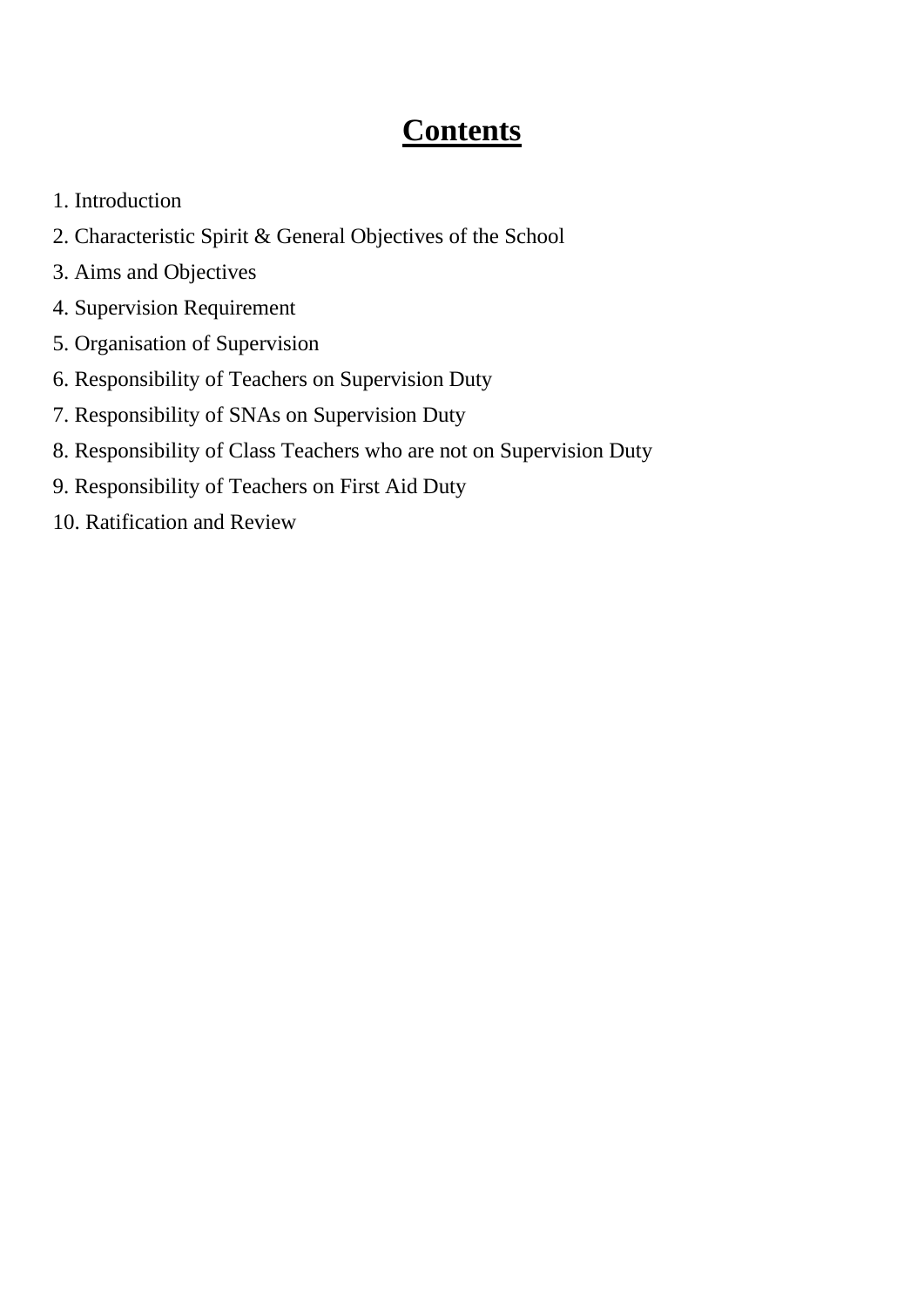# Contents

1. Introduction
2. Characteristic Spirit & General Objectives of the School
3. Aims and Objectives
4. Supervision Requirement
5. Organisation of Supervision
6. Responsibility of Teachers on Supervision Duty
7. Responsibility of SNAs on Supervision Duty
8. Responsibility of Class Teachers who are not on Supervision Duty
9. Responsibility of Teachers on First Aid Duty
10. Ratification and Review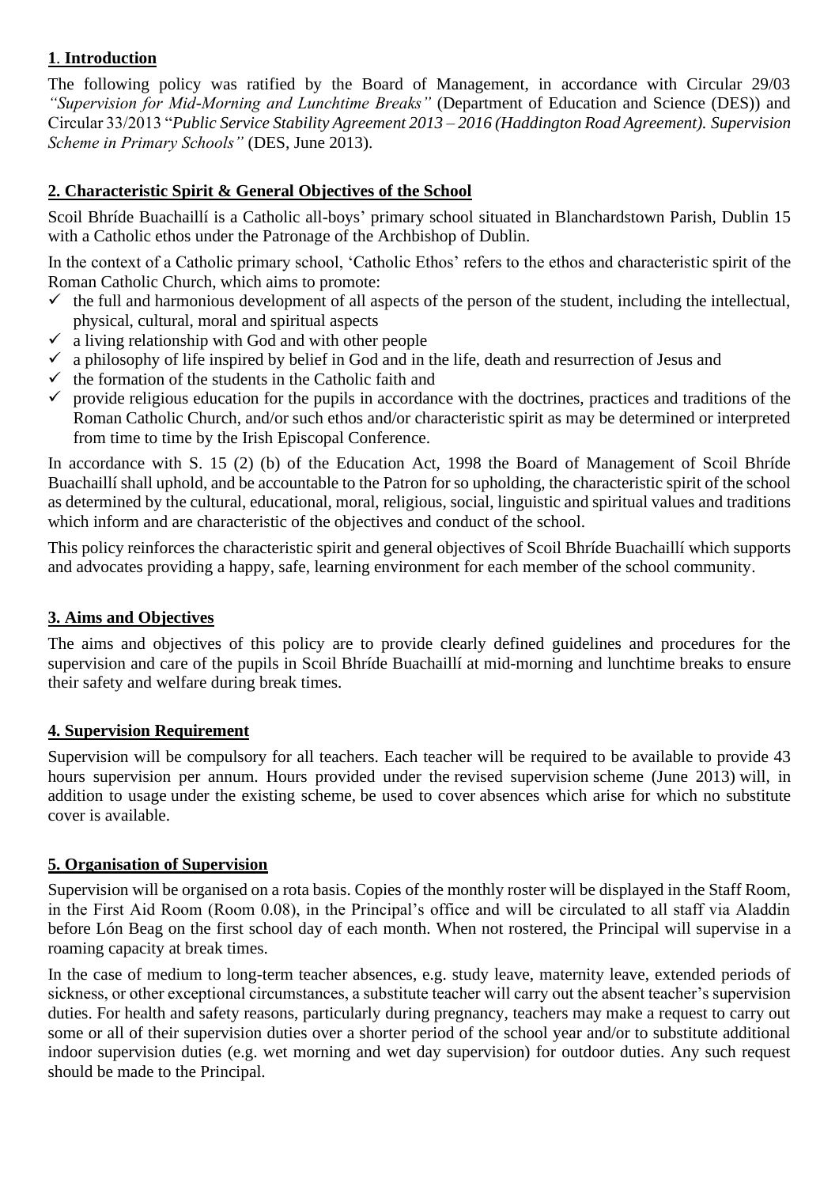## **1. Introduction**

The following policy was ratified by the Board of Management, in accordance with Circular 29/03 *"Supervision for Mid-Morning and Lunchtime Breaks"* (Department of Education and Science (DES)) and Circular 33/2013 "*Public Service Stability Agreement 2013 – 2016 (Haddington Road Agreement). Supervision Scheme in Primary Schools"* (DES, June 2013).

## **2. Characteristic Spirit & General Objectives of the School**

Scoil Bhríde Buachaillí is a Catholic all-boys' primary school situated in Blanchardstown Parish, Dublin 15 with a Catholic ethos under the Patronage of the Archbishop of Dublin.

In the context of a Catholic primary school, 'Catholic Ethos' refers to the ethos and characteristic spirit of the Roman Catholic Church, which aims to promote:

- ✓ the full and harmonious development of all aspects of the person of the student, including the intellectual, physical, cultural, moral and spiritual aspects
- ✓ a living relationship with God and with other people
- ✓ a philosophy of life inspired by belief in God and in the life, death and resurrection of Jesus and
- ✓ the formation of the students in the Catholic faith and
- ✓ provide religious education for the pupils in accordance with the doctrines, practices and traditions of the Roman Catholic Church, and/or such ethos and/or characteristic spirit as may be determined or interpreted from time to time by the Irish Episcopal Conference.

In accordance with S. 15 (2) (b) of the Education Act, 1998 the Board of Management of Scoil Bhríde Buachaillí shall uphold, and be accountable to the Patron for so upholding, the characteristic spirit of the school as determined by the cultural, educational, moral, religious, social, linguistic and spiritual values and traditions which inform and are characteristic of the objectives and conduct of the school.

This policy reinforces the characteristic spirit and general objectives of Scoil Bhríde Buachaillí which supports and advocates providing a happy, safe, learning environment for each member of the school community.

## **3. Aims and Objectives**

The aims and objectives of this policy are to provide clearly defined guidelines and procedures for the supervision and care of the pupils in Scoil Bhríde Buachaillí at mid-morning and lunchtime breaks to ensure their safety and welfare during break times.

## **4. Supervision Requirement**

Supervision will be compulsory for all teachers. Each teacher will be required to be available to provide 43 hours supervision per annum. Hours provided under the revised supervision scheme (June 2013) will, in addition to usage under the existing scheme, be used to cover absences which arise for which no substitute cover is available.

## **5. Organisation of Supervision**

Supervision will be organised on a rota basis. Copies of the monthly roster will be displayed in the Staff Room, in the First Aid Room (Room 0.08), in the Principal's office and will be circulated to all staff via Aladdin before Lón Beag on the first school day of each month. When not rostered, the Principal will supervise in a roaming capacity at break times.

In the case of medium to long-term teacher absences, e.g. study leave, maternity leave, extended periods of sickness, or other exceptional circumstances, a substitute teacher will carry out the absent teacher's supervision duties. For health and safety reasons, particularly during pregnancy, teachers may make a request to carry out some or all of their supervision duties over a shorter period of the school year and/or to substitute additional indoor supervision duties (e.g. wet morning and wet day supervision) for outdoor duties. Any such request should be made to the Principal.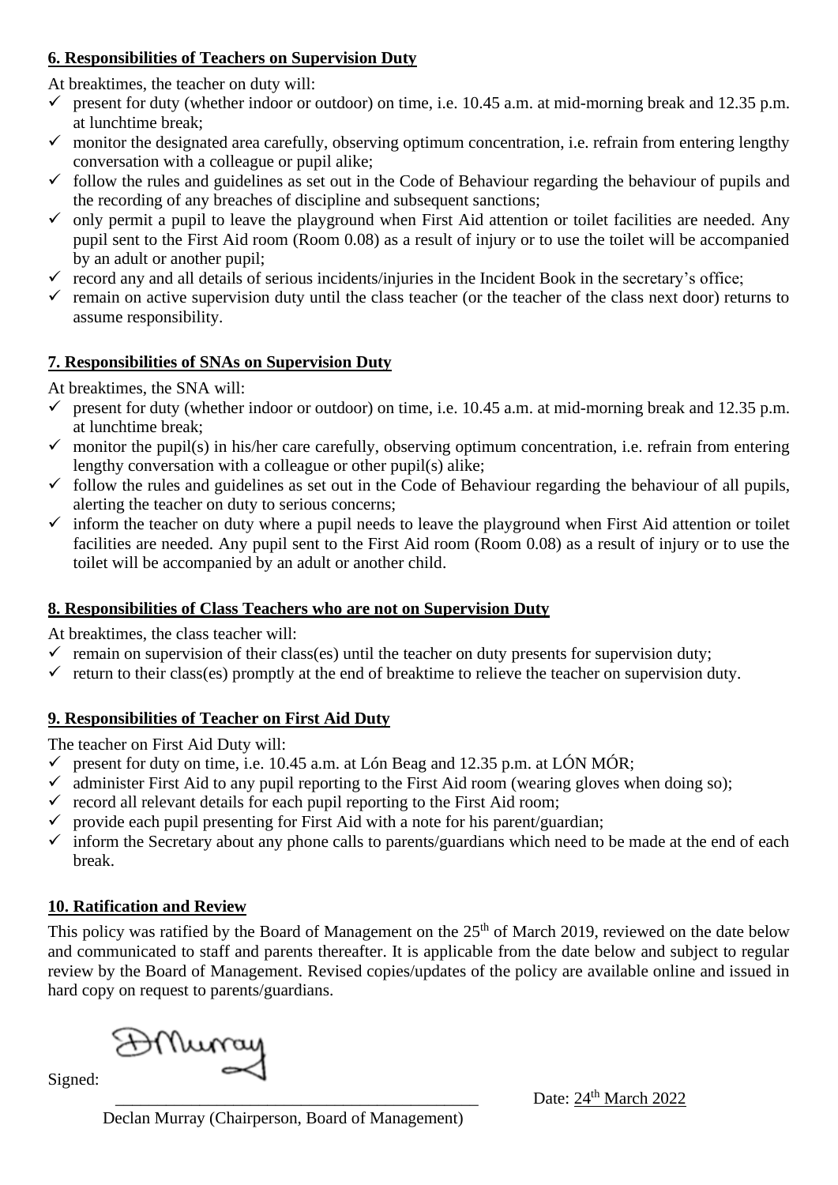## 6. Responsibilities of Teachers on Supervision Duty

At breaktimes, the teacher on duty will:

- ✓ present for duty (whether indoor or outdoor) on time, i.e. 10.45 a.m. at mid-morning break and 12.35 p.m. at lunchtime break;
- ✓ monitor the designated area carefully, observing optimum concentration, i.e. refrain from entering lengthy conversation with a colleague or pupil alike;
- ✓ follow the rules and guidelines as set out in the Code of Behaviour regarding the behaviour of pupils and the recording of any breaches of discipline and subsequent sanctions;
- ✓ only permit a pupil to leave the playground when First Aid attention or toilet facilities are needed. Any pupil sent to the First Aid room (Room 0.08) as a result of injury or to use the toilet will be accompanied by an adult or another pupil;
- ✓ record any and all details of serious incidents/injuries in the Incident Book in the secretary's office;
- ✓ remain on active supervision duty until the class teacher (or the teacher of the class next door) returns to assume responsibility.

## 7. Responsibilities of SNAs on Supervision Duty

At breaktimes, the SNA will:

- ✓ present for duty (whether indoor or outdoor) on time, i.e. 10.45 a.m. at mid-morning break and 12.35 p.m. at lunchtime break;
- ✓ monitor the pupil(s) in his/her care carefully, observing optimum concentration, i.e. refrain from entering lengthy conversation with a colleague or other pupil(s) alike;
- ✓ follow the rules and guidelines as set out in the Code of Behaviour regarding the behaviour of all pupils, alerting the teacher on duty to serious concerns;
- ✓ inform the teacher on duty where a pupil needs to leave the playground when First Aid attention or toilet facilities are needed. Any pupil sent to the First Aid room (Room 0.08) as a result of injury or to use the toilet will be accompanied by an adult or another child.

## 8. Responsibilities of Class Teachers who are not on Supervision Duty

At breaktimes, the class teacher will:

- ✓ remain on supervision of their class(es) until the teacher on duty presents for supervision duty;
- ✓ return to their class(es) promptly at the end of breaktime to relieve the teacher on supervision duty.

## 9. Responsibilities of Teacher on First Aid Duty

The teacher on First Aid Duty will:

- ✓ present for duty on time, i.e. 10.45 a.m. at Lón Beag and 12.35 p.m. at LÓN MÓR;
- ✓ administer First Aid to any pupil reporting to the First Aid room (wearing gloves when doing so);
- ✓ record all relevant details for each pupil reporting to the First Aid room;
- ✓ provide each pupil presenting for First Aid with a note for his parent/guardian;
- ✓ inform the Secretary about any phone calls to parents/guardians which need to be made at the end of each break.

## 10. Ratification and Review

This policy was ratified by the Board of Management on the 25th of March 2019, reviewed on the date below and communicated to staff and parents thereafter. It is applicable from the date below and subject to regular review by the Board of Management. Revised copies/updates of the policy are available online and issued in hard copy on request to parents/guardians.

Signed: D Murray
\_\_\_\_\_\_\_\_\_\_\_\_\_\_\_\_\_\_\_\_\_\_\_\_\_\_\_\_\_\_\_\_\_\_\_\_\_\_\_\_\_\_ Date: 24th March 2022

Declan Murray (Chairperson, Board of Management)